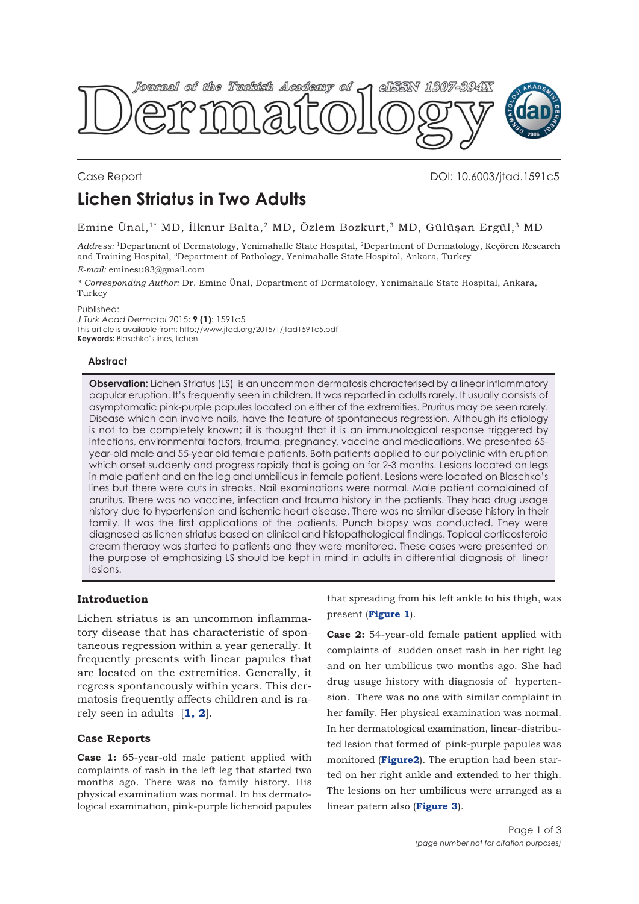Case Report

DOI: 10.6003/jtad.1591c5

# Lichen Striatus in Two Adults

Emine Ünal,[1*] MD, İlknur Balta,[2] MD, Özlem Bozkurt,[3] MD, Gülüşan Ergül,[3] MD

*Address:* [1]Department of Dermatology, Yenimahalle State Hospital, [2]Department of Dermatology, Keçören Research and Training Hospital, [3]Department of Pathology, Yenimahalle State Hospital, Ankara, Turkey

*E-mail:* eminesu83@gmail.com

*\* Corresponding Author:* Dr. Emine Ünal, Department of Dermatology, Yenimahalle State Hospital, Ankara, Turkey

Published:
*J Turk Acad Dermatol* 2015; **9 (1)**: 1591c5
This article is available from: http://www.jtad.org/2015/1/jtad1591c5.pdf
**Keywords:** Blaschko's lines, lichen

### Abstract

**Observation:** Lichen Striatus (LS) is an uncommon dermatosis characterised by a linear inflammatory papular eruption. It's frequently seen in children. It was reported in adults rarely. It usually consists of asymptomatic pink-purple papules located on either of the extremities. Pruritus may be seen rarely. Disease which can involve nails, have the feature of spontaneous regression. Although its etiology is not to be completely known; it is thought that it is an immunological response triggered by infections, environmental factors, trauma, pregnancy, vaccine and medications. We presented 65-year-old male and 55-year old female patients. Both patients applied to our polyclinic with eruption which onset suddenly and progress rapidly that is going on for 2-3 months. Lesions located on legs in male patient and on the leg and umbilicus in female patient. Lesions were located on Blaschko's lines but there were cuts in streaks. Nail examinations were normal. Male patient complained of pruritus. There was no vaccine, infection and trauma history in the patients. They had drug usage history due to hypertension and ischemic heart disease. There was no similar disease history in their family. It was the first applications of the patients. Punch biopsy was conducted. They were diagnosed as lichen striatus based on clinical and histopathological findings. Topical corticosteroid cream therapy was started to patients and they were monitored. These cases were presented on the purpose of emphasizing LS should be kept in mind in adults in differential diagnosis of linear lesions.

## Introduction

Lichen striatus is an uncommon inflammatory disease that has characteristic of spontaneous regression within a year generally. It frequently presents with linear papules that are located on the extremities. Generally, it regress spontaneously within years. This dermatosis frequently affects children and is rarely seen in adults [**1, 2**].

## Case Reports

**Case 1:** 65-year-old male patient applied with complaints of rash in the left leg that started two months ago. There was no family history. His physical examination was normal. In his dermatological examination, pink-purple lichenoid papules that spreading from his left ankle to his thigh, was present (**Figure 1**).

**Case 2:** 54-year-old female patient applied with complaints of sudden onset rash in her right leg and on her umbilicus two months ago. She had drug usage history with diagnosis of hypertension. There was no one with similar complaint in her family. Her physical examination was normal. In her dermatological examination, linear-distributed lesion that formed of pink-purple papules was monitored (**Figure2**). The eruption had been started on her right ankle and extended to her thigh. The lesions on her umbilicus were arranged as a linear patern also (**Figure 3**).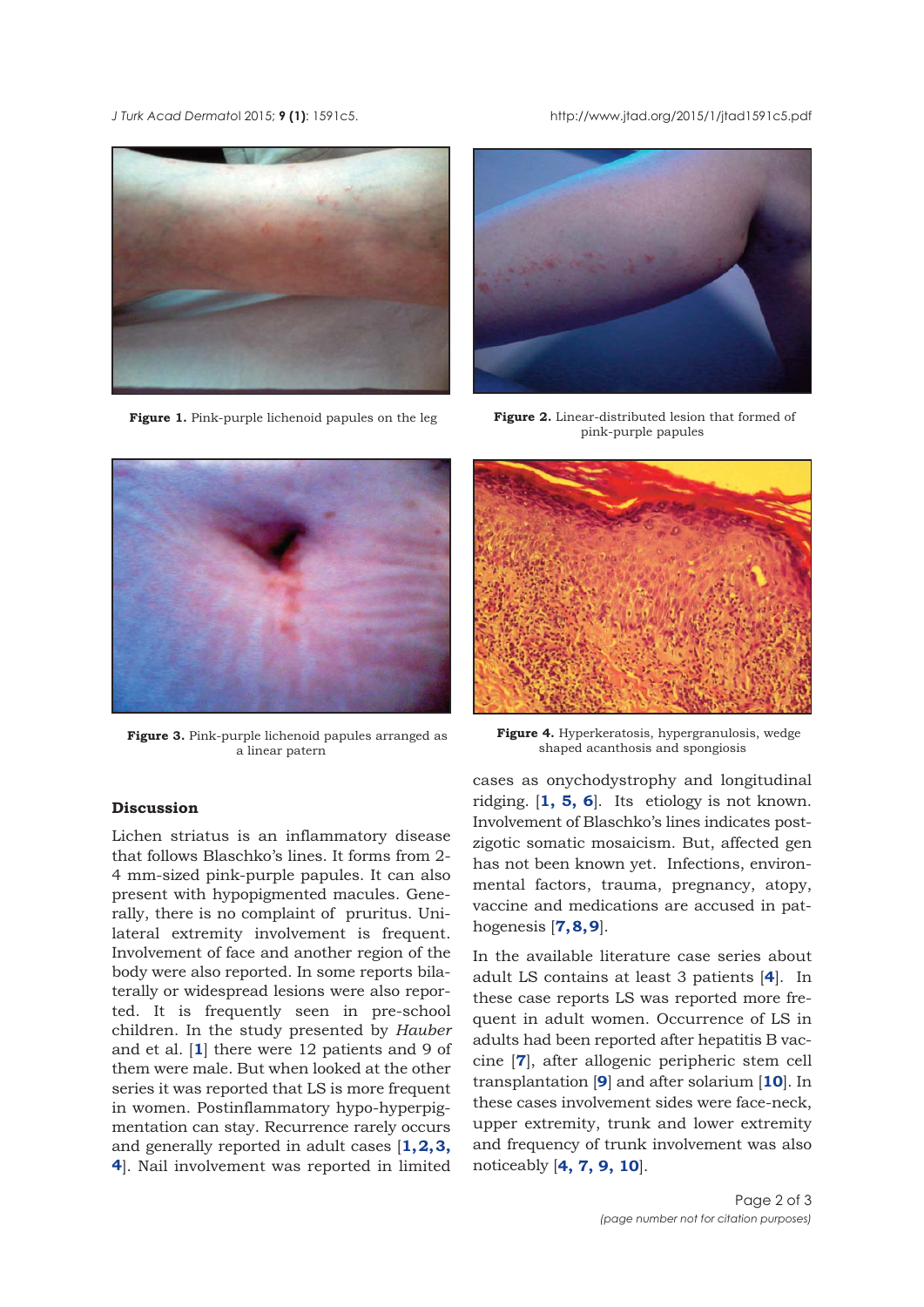**Figure 1.** Pink-purple lichenoid papules on the leg

**Figure 2.** Linear-distributed lesion that formed of pink-purple papules

**Figure 3.** Pink-purple lichenoid papules arranged as a linear pattern

**Figure 4.** Hyperkeratosis, hypergranulosis, wedge shaped acanthosis and spongiosis

## Discussion

Lichen striatus is an inflammatory disease that follows Blaschko's lines. It forms from 2-4 mm-sized pink-purple papules. It can also present with hypopigmented macules. Generally, there is no complaint of pruritus. Unilateral extremity involvement is frequent. Involvement of face and another region of the body were also reported. In some reports bilaterally or widespread lesions were also reported. It is frequently seen in pre-school children. In the study presented by *Hauber* and et al. [1] there were 12 patients and 9 of them were male. But when looked at the other series it was reported that LS is more frequent in women. Postinflammatory hypo-hyperpigmentation can stay. Recurrence rarely occurs and generally reported in adult cases [1,2,3, 4]. Nail involvement was reported in limited cases as onychodystrophy and longitudinal ridging. [1, 5, 6]. Its etiology is not known. Involvement of Blaschko's lines indicates post-zigotic somatic mosaicism. But, affected gen has not been known yet. Infections, environmental factors, trauma, pregnancy, atopy, vaccine and medications are accused in pathogenesis [7,8,9].

In the available literature case series about adult LS contains at least 3 patients [4]. In these case reports LS was reported more frequent in adult women. Occurrence of LS in adults had been reported after hepatitis B vaccine [7], after allogenic peripheric stem cell transplantation [9] and after solarium [10]. In these cases involvement sides were face-neck, upper extremity, trunk and lower extremity and frequency of trunk involvement was also noticeably [4, 7, 9, 10].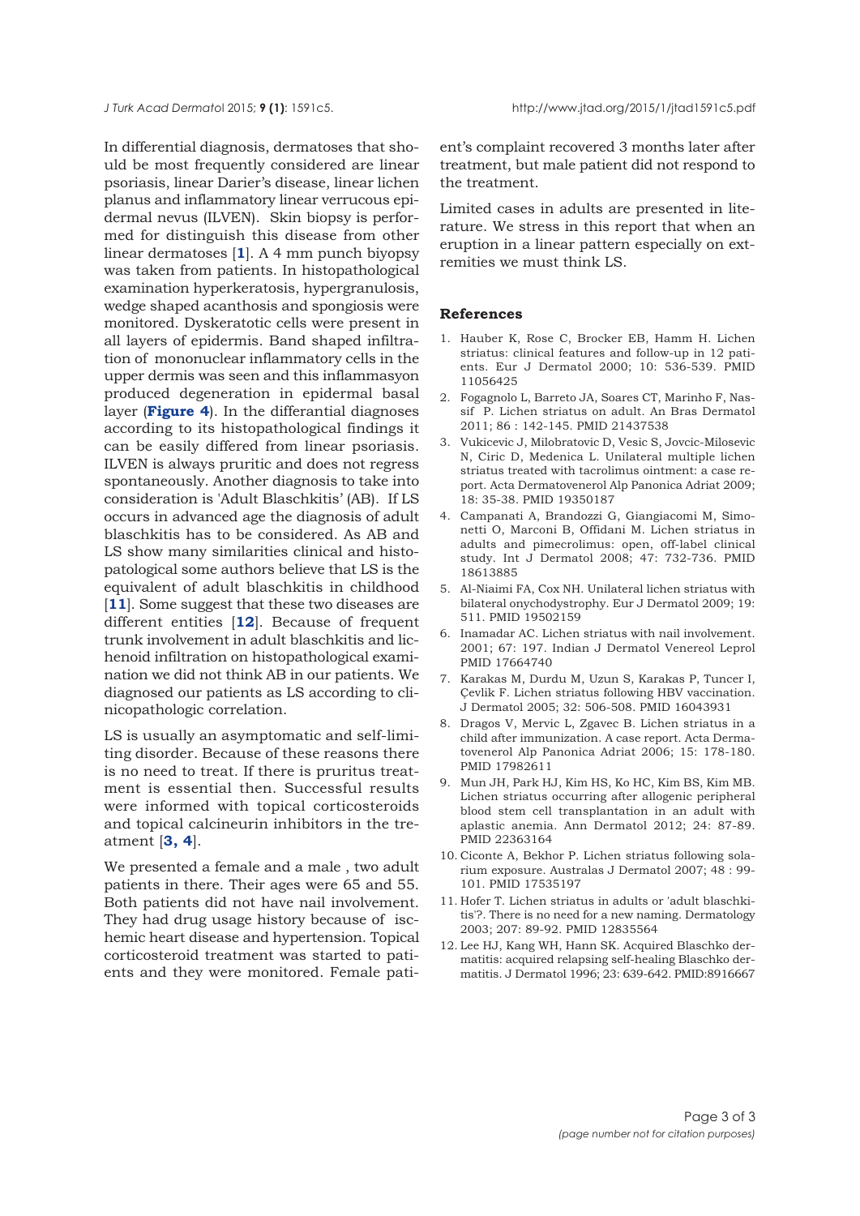In differential diagnosis, dermatoses that should be most frequently considered are linear psoriasis, linear Darier's disease, linear lichen planus and inflammatory linear verrucous epidermal nevus (ILVEN). Skin biopsy is performed for distinguish this disease from other linear dermatoses [**1**]. A 4 mm punch biyopsy was taken from patients. In histopathological examination hyperkeratosis, hypergranulosis, wedge shaped acanthosis and spongiosis were monitored. Dyskeratotic cells were present in all layers of epidermis. Band shaped infiltration of mononuclear inflammatory cells in the upper dermis was seen and this inflammasyon produced degeneration in epidermal basal layer (**Figure 4**). In the differantial diagnoses according to its histopathological findings it can be easily differed from linear psoriasis. ILVEN is always pruritic and does not regress spontaneously. Another diagnosis to take into consideration is 'Adult Blaschkitis' (AB). If LS occurs in advanced age the diagnosis of adult blaschkitis has to be considered. As AB and LS show many similarities clinical and histopatological some authors believe that LS is the equivalent of adult blaschkitis in childhood [**11**]. Some suggest that these two diseases are different entities [**12**]. Because of frequent trunk involvement in adult blaschkitis and lichenoid infiltration on histopathological examination we did not think AB in our patients. We diagnosed our patients as LS according to clinicopathologic correlation.

LS is usually an asymptomatic and self-limiting disorder. Because of these reasons there is no need to treat. If there is pruritus treatment is essential then. Successful results were informed with topical corticosteroids and topical calcineurin inhibitors in the treatment [**3, 4**].

We presented a female and a male , two adult patients in there. Their ages were 65 and 55. Both patients did not have nail involvement. They had drug usage history because of ischemic heart disease and hypertension. Topical corticosteroid treatment was started to patients and they were monitored. Female patient's complaint recovered 3 months later after treatment, but male patient did not respond to the treatment.

Limited cases in adults are presented in literature. We stress in this report that when an eruption in a linear pattern especially on extremities we must think LS.

## References

1. Hauber K, Rose C, Brocker EB, Hamm H. Lichen striatus: clinical features and follow-up in 12 patients. Eur J Dermatol 2000; 10: 536-539. PMID 11056425
2. Fogagnolo L, Barreto JA, Soares CT, Marinho F, Nassif P. Lichen striatus on adult. An Bras Dermatol 2011; 86 : 142-145. PMID 21437538
3. Vukicevic J, Milobratovic D, Vesic S, Jovcic-Milosevic N, Ciric D, Medenica L. Unilateral multiple lichen striatus treated with tacrolimus ointment: a case report. Acta Dermatovenerol Alp Panonica Adriat 2009; 18: 35-38. PMID 19350187
4. Campanati A, Brandozzi G, Giangiacomi M, Simonetti O, Marconi B, Offidani M. Lichen striatus in adults and pimecrolimus: open, off-label clinical study. Int J Dermatol 2008; 47: 732-736. PMID 18613885
5. Al-Niaimi FA, Cox NH. Unilateral lichen striatus with bilateral onychodystrophy. Eur J Dermatol 2009; 19: 511. PMID 19502159
6. Inamadar AC. Lichen striatus with nail involvement. 2001; 67: 197. Indian J Dermatol Venereol Leprol PMID 17664740
7. Karakas M, Durdu M, Uzun S, Karakas P, Tuncer I, Çevlik F. Lichen striatus following HBV vaccination. J Dermatol 2005; 32: 506-508. PMID 16043931
8. Dragos V, Mervic L, Zgavec B. Lichen striatus in a child after immunization. A case report. Acta Dermatovenerol Alp Panonica Adriat 2006; 15: 178-180. PMID 17982611
9. Mun JH, Park HJ, Kim HS, Ko HC, Kim BS, Kim MB. Lichen striatus occurring after allogenic peripheral blood stem cell transplantation in an adult with aplastic anemia. Ann Dermatol 2012; 24: 87-89. PMID 22363164
10. Ciconte A, Bekhor P. Lichen striatus following solarium exposure. Australas J Dermatol 2007; 48 : 99-101. PMID 17535197
11. Hofer T. Lichen striatus in adults or 'adult blaschkitis'?. There is no need for a new naming. Dermatology 2003; 207: 89-92. PMID 12835564
12. Lee HJ, Kang WH, Hann SK. Acquired Blaschko dermatitis: acquired relapsing self-healing Blaschko dermatitis. J Dermatol 1996; 23: 639-642. PMID:8916667